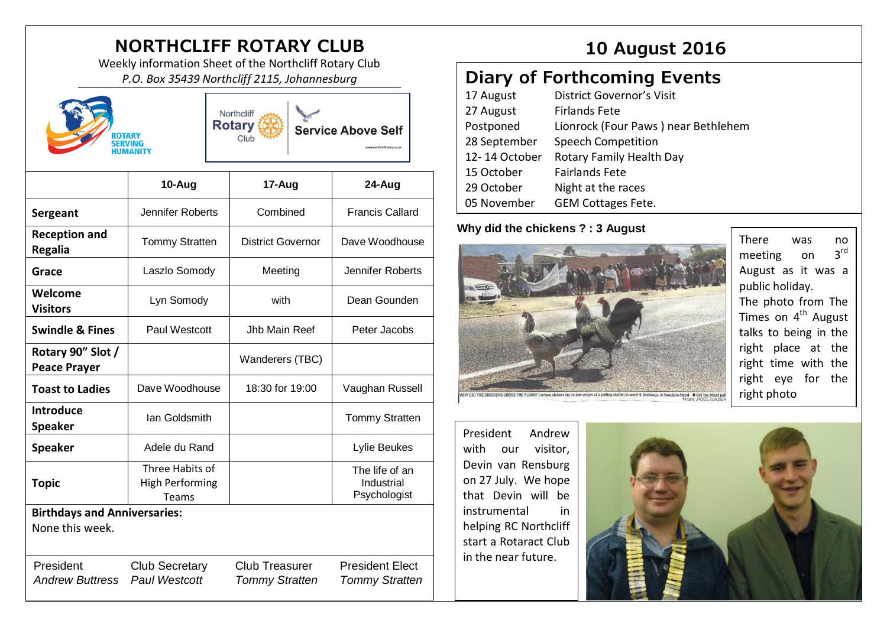# NORTHCLIFF ROTARY CLUB

Weekly information Sheet of the Northcliff Rotary Club

*P.O. Box 35439 Northcliff 2115, Johannesburg*

ROTARY SERVING HUMANITY

Northcliff Rotary Club — Service Above Self

## 10 August 2016

| | 10-Aug | 17-Aug | 24-Aug |
|---|---|---|---|
| **Sergeant** | Jennifer Roberts | Combined | Francis Callard |
| **Reception and Regalia** | Tommy Stratten | District Governor | Dave Woodhouse |
| **Grace** | Laszlo Somody | Meeting | Jennifer Roberts |
| **Welcome Visitors** | Lyn Somody | with | Dean Gounden |
| **Swindle & Fines** | Paul Westcott | Jhb Main Reef | Peter Jacobs |
| **Rotary 90" Slot / Peace Prayer** | | Wanderers (TBC) | |
| **Toast to Ladies** | Dave Woodhouse | 18:30 for 19:00 | Vaughan Russell |
| **Introduce Speaker** | Ian Goldsmith | | Tommy Stratten |
| **Speaker** | Adele du Rand | | Lylie Beukes |
| **Topic** | Three Habits of High Performing Teams | | The life of an Industrial Psychologist |

**Birthdays and Anniversaries:**
None this week.

| President | Club Secretary | Club Treasurer | President Elect |
|---|---|---|---|
| *Andrew Buttress* | *Paul Westcott* | *Tommy Stratten* | *Tommy Stratten* |

## Diary of Forthcoming Events

| | |
|---|---|
| 17 August | District Governor's Visit |
| 27 August | Firlands Fete |
| Postponed | Lionrock (Four Paws ) near Bethlehem |
| 28 September | Speech Competition |
| 12- 14 October | Rotary Family Health Day |
| 15 October | Fairlands Fete |
| 29 October | Night at the races |
| 05 November | GEM Cottages Fete. |

### Why did the chickens ? : 3 August

WHY DID THE CHICKENS CROSS THE FLOOR? Curious visitors try to join voters at a polling station in ward 4, Inchanga, in KwaZulu-Natal. Picture: JACKIE CLAUSEN

There was no meeting on 3rd August as it was a public holiday.
The photo from The Times on 4th August talks to being in the right place at the right time with the right eye for the right photo

President Andrew with our visitor, Devin van Rensburg on 27 July. We hope that Devin will be instrumental in helping RC Northcliff start a Rotaract Club in the near future.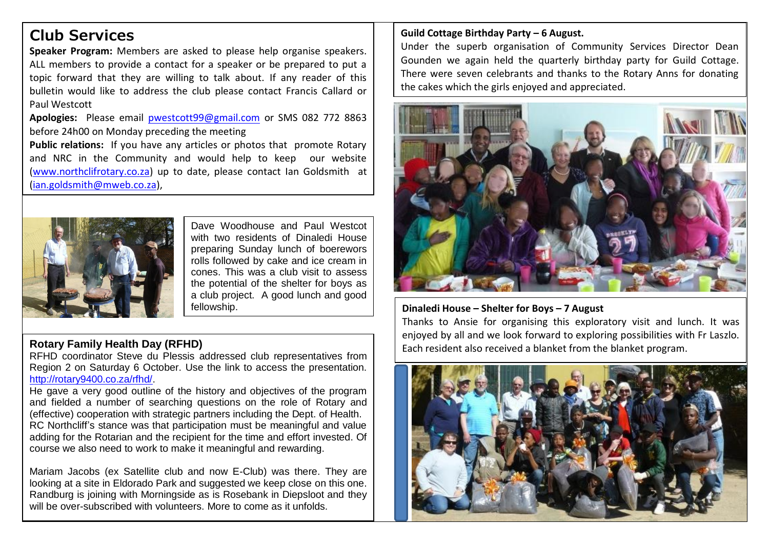# Club Services

**Speaker Program:** Members are asked to please help organise speakers. ALL members to provide a contact for a speaker or be prepared to put a topic forward that they are willing to talk about. If any reader of this bulletin would like to address the club please contact Francis Callard or Paul Westcott

**Apologies:** Please email pwestcott99@gmail.com or SMS 082 772 8863 before 24h00 on Monday preceding the meeting

**Public relations:** If you have any articles or photos that promote Rotary and NRC in the Community and would help to keep our website (www.northclifrotary.co.za) up to date, please contact Ian Goldsmith at (ian.goldsmith@mweb.co.za),

Dave Woodhouse and Paul Westcot with two residents of Dinaledi House preparing Sunday lunch of boerewors rolls followed by cake and ice cream in cones. This was a club visit to assess the potential of the shelter for boys as a club project. A good lunch and good fellowship.

## Rotary Family Health Day (RFHD)

RFHD coordinator Steve du Plessis addressed club representatives from Region 2 on Saturday 6 October. Use the link to access the presentation. http://rotary9400.co.za/rfhd/.

He gave a very good outline of the history and objectives of the program and fielded a number of searching questions on the role of Rotary and (effective) cooperation with strategic partners including the Dept. of Health. RC Northcliff's stance was that participation must be meaningful and value adding for the Rotarian and the recipient for the time and effort invested. Of course we also need to work to make it meaningful and rewarding.

Mariam Jacobs (ex Satellite club and now E-Club) was there. They are looking at a site in Eldorado Park and suggested we keep close on this one. Randburg is joining with Morningside as is Rosebank in Diepsloot and they will be over-subscribed with volunteers. More to come as it unfolds.

**Guild Cottage Birthday Party – 6 August.**

Under the superb organisation of Community Services Director Dean Gounden we again held the quarterly birthday party for Guild Cottage. There were seven celebrants and thanks to the Rotary Anns for donating the cakes which the girls enjoyed and appreciated.

**Dinaledi House – Shelter for Boys – 7 August**

Thanks to Ansie for organising this exploratory visit and lunch. It was enjoyed by all and we look forward to exploring possibilities with Fr Laszlo. Each resident also received a blanket from the blanket program.